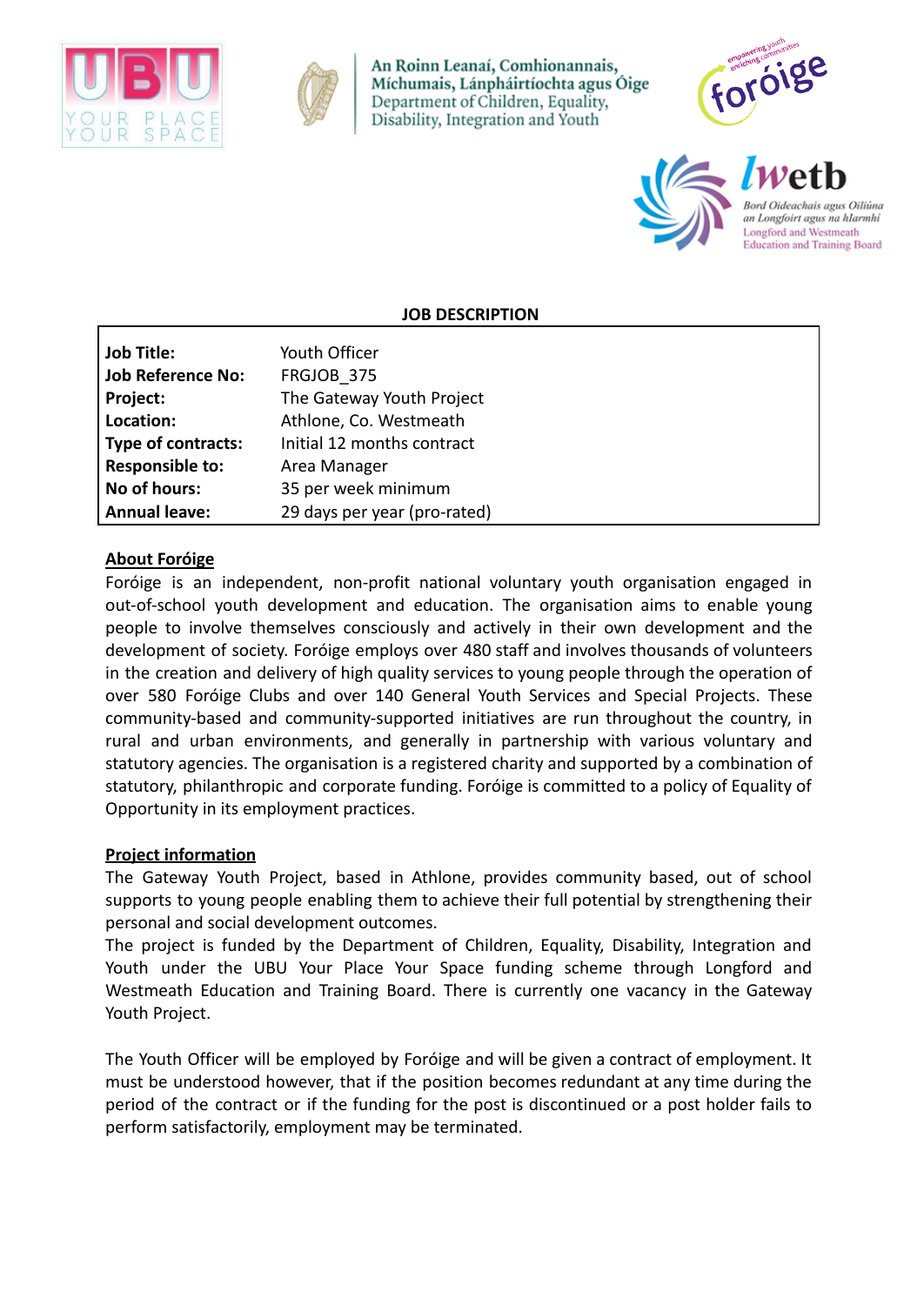An Roinn Leanaí, Comhionannais, Míchumais, Lánpháirtíochta agus Óige
Department of Children, Equality, Disability, Integration and Youth

Bord Oideachais agus Oiliúna an Longfoirt agus na hIarmhí
Longford and Westmeath Education and Training Board

## JOB DESCRIPTION

| | |
|---|---|
| **Job Title:** | Youth Officer |
| **Job Reference No:** | FRGJOB_375 |
| **Project:** | The Gateway Youth Project |
| **Location:** | Athlone, Co. Westmeath |
| **Type of contracts:** | Initial 12 months contract |
| **Responsible to:** | Area Manager |
| **No of hours:** | 35 per week minimum |
| **Annual leave:** | 29 days per year (pro-rated) |

### About Foróige

Foróige is an independent, non-profit national voluntary youth organisation engaged in out-of-school youth development and education. The organisation aims to enable young people to involve themselves consciously and actively in their own development and the development of society. Foróige employs over 480 staff and involves thousands of volunteers in the creation and delivery of high quality services to young people through the operation of over 580 Foróige Clubs and over 140 General Youth Services and Special Projects. These community-based and community-supported initiatives are run throughout the country, in rural and urban environments, and generally in partnership with various voluntary and statutory agencies. The organisation is a registered charity and supported by a combination of statutory, philanthropic and corporate funding. Foróige is committed to a policy of Equality of Opportunity in its employment practices.

### Project information

The Gateway Youth Project, based in Athlone, provides community based, out of school supports to young people enabling them to achieve their full potential by strengthening their personal and social development outcomes.

The project is funded by the Department of Children, Equality, Disability, Integration and Youth under the UBU Your Place Your Space funding scheme through Longford and Westmeath Education and Training Board. There is currently one vacancy in the Gateway Youth Project.

The Youth Officer will be employed by Foróige and will be given a contract of employment. It must be understood however, that if the position becomes redundant at any time during the period of the contract or if the funding for the post is discontinued or a post holder fails to perform satisfactorily, employment may be terminated.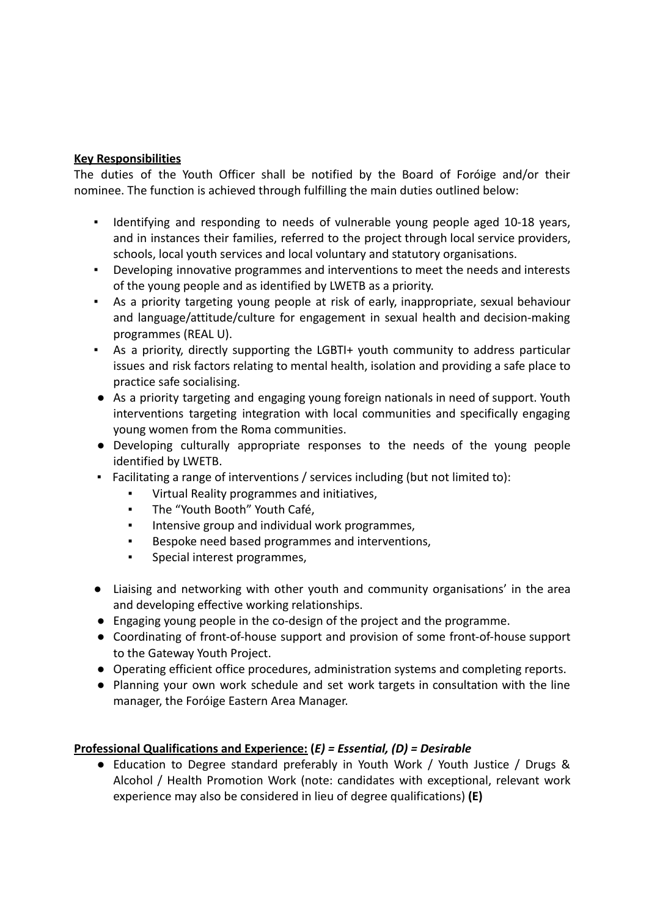**Key Responsibilities**

The duties of the Youth Officer shall be notified by the Board of Foróige and/or their nominee. The function is achieved through fulfilling the main duties outlined below:

- Identifying and responding to needs of vulnerable young people aged 10-18 years, and in instances their families, referred to the project through local service providers, schools, local youth services and local voluntary and statutory organisations.
- Developing innovative programmes and interventions to meet the needs and interests of the young people and as identified by LWETB as a priority.
- As a priority targeting young people at risk of early, inappropriate, sexual behaviour and language/attitude/culture for engagement in sexual health and decision-making programmes (REAL U).
- As a priority, directly supporting the LGBTI+ youth community to address particular issues and risk factors relating to mental health, isolation and providing a safe place to practice safe socialising.
- As a priority targeting and engaging young foreign nationals in need of support. Youth interventions targeting integration with local communities and specifically engaging young women from the Roma communities.
- Developing culturally appropriate responses to the needs of the young people identified by LWETB.
- Facilitating a range of interventions / services including (but not limited to):
    - Virtual Reality programmes and initiatives,
    - The "Youth Booth" Youth Café,
    - Intensive group and individual work programmes,
    - Bespoke need based programmes and interventions,
    - Special interest programmes,
- Liaising and networking with other youth and community organisations' in the area and developing effective working relationships.
- Engaging young people in the co-design of the project and the programme.
- Coordinating of front-of-house support and provision of some front-of-house support to the Gateway Youth Project.
- Operating efficient office procedures, administration systems and completing reports.
- Planning your own work schedule and set work targets in consultation with the line manager, the Foróige Eastern Area Manager.

**Professional Qualifications and Experience:** ***(E) = Essential, (D) = Desirable***

- Education to Degree standard preferably in Youth Work / Youth Justice / Drugs & Alcohol / Health Promotion Work (note: candidates with exceptional, relevant work experience may also be considered in lieu of degree qualifications) **(E)**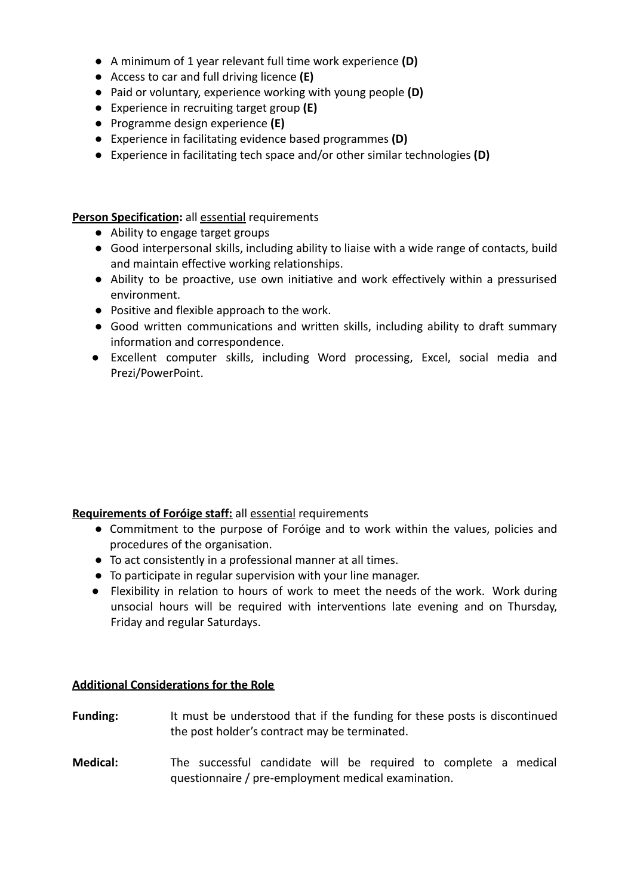- A minimum of 1 year relevant full time work experience **(D)**
- Access to car and full driving licence **(E)**
- Paid or voluntary, experience working with young people **(D)**
- Experience in recruiting target group **(E)**
- Programme design experience **(E)**
- Experience in facilitating evidence based programmes **(D)**
- Experience in facilitating tech space and/or other similar technologies **(D)**

**Person Specification:** all essential requirements

- Ability to engage target groups
- Good interpersonal skills, including ability to liaise with a wide range of contacts, build and maintain effective working relationships.
- Ability to be proactive, use own initiative and work effectively within a pressurised environment.
- Positive and flexible approach to the work.
- Good written communications and written skills, including ability to draft summary information and correspondence.
- Excellent computer skills, including Word processing, Excel, social media and Prezi/PowerPoint.

**Requirements of Foróige staff:** all essential requirements

- Commitment to the purpose of Foróige and to work within the values, policies and procedures of the organisation.
- To act consistently in a professional manner at all times.
- To participate in regular supervision with your line manager.
- Flexibility in relation to hours of work to meet the needs of the work. Work during unsocial hours will be required with interventions late evening and on Thursday, Friday and regular Saturdays.

**Additional Considerations for the Role**

**Funding:** It must be understood that if the funding for these posts is discontinued the post holder's contract may be terminated.

**Medical:** The successful candidate will be required to complete a medical questionnaire / pre-employment medical examination.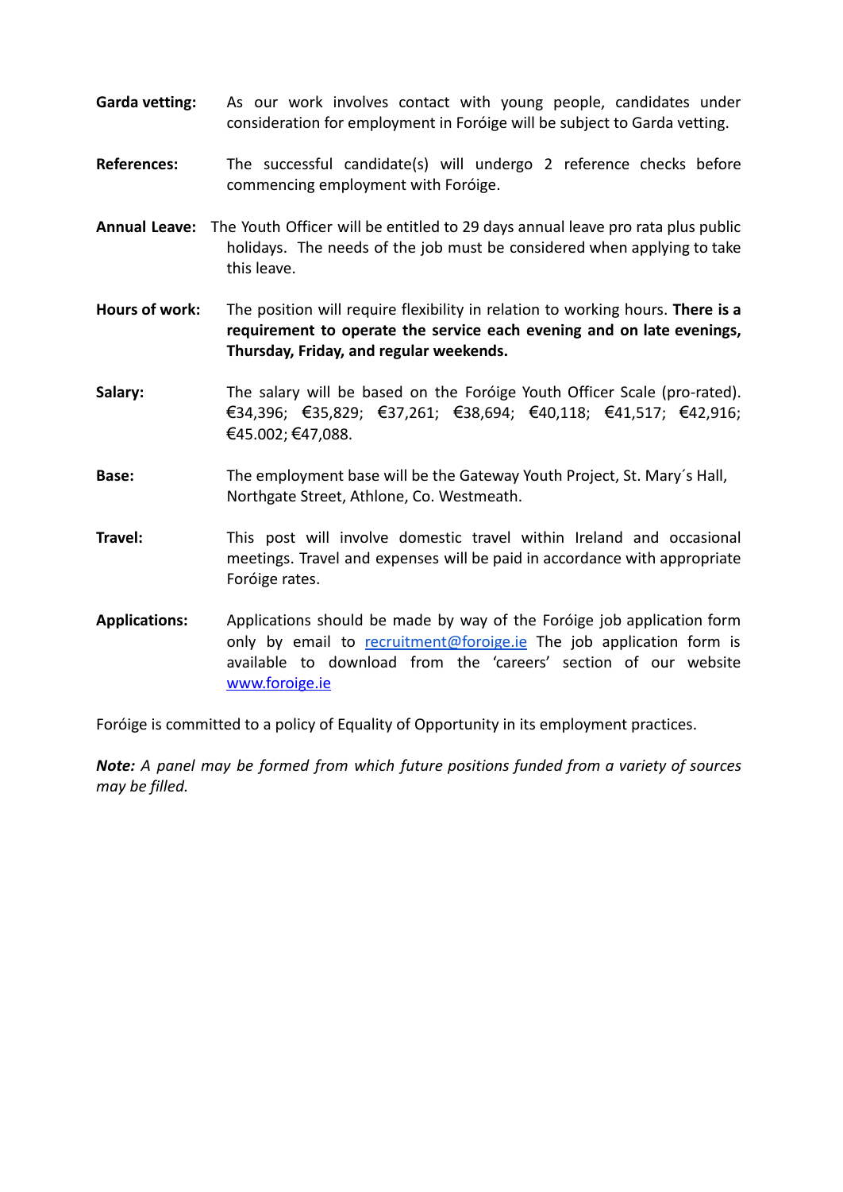**Garda vetting:** As our work involves contact with young people, candidates under consideration for employment in Foróige will be subject to Garda vetting.

**References:** The successful candidate(s) will undergo 2 reference checks before commencing employment with Foróige.

**Annual Leave:** The Youth Officer will be entitled to 29 days annual leave pro rata plus public holidays. The needs of the job must be considered when applying to take this leave.

**Hours of work:** The position will require flexibility in relation to working hours. **There is a requirement to operate the service each evening and on late evenings, Thursday, Friday, and regular weekends.**

**Salary:** The salary will be based on the Foróige Youth Officer Scale (pro-rated). €34,396; €35,829; €37,261; €38,694; €40,118; €41,517; €42,916; €45.002; €47,088.

**Base:** The employment base will be the Gateway Youth Project, St. Mary´s Hall, Northgate Street, Athlone, Co. Westmeath.

**Travel:** This post will involve domestic travel within Ireland and occasional meetings. Travel and expenses will be paid in accordance with appropriate Foróige rates.

**Applications:** Applications should be made by way of the Foróige job application form only by email to recruitment@foroige.ie The job application form is available to download from the 'careers' section of our website www.foroige.ie

Foróige is committed to a policy of Equality of Opportunity in its employment practices.

***Note:*** *A panel may be formed from which future positions funded from a variety of sources may be filled.*